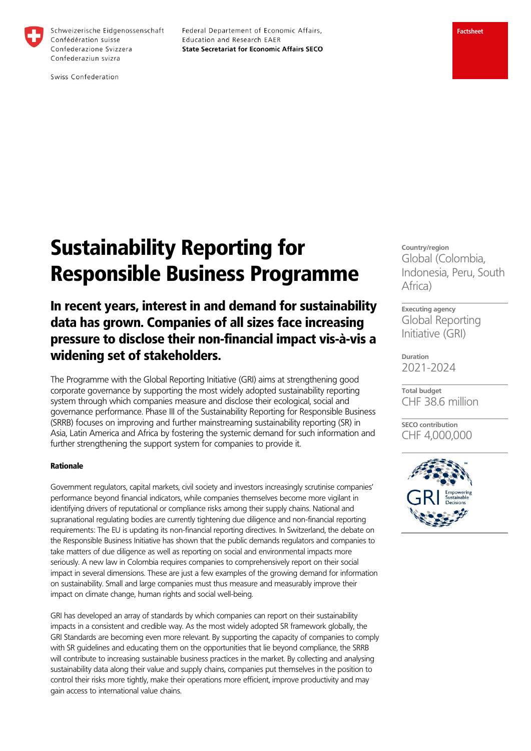Schweizerische Eidgenossenschaft
Confédération suisse
Confederazione Svizzera
Confederaziun svizra

Swiss Confederation

Federal Departement of Economic Affairs, Education and Research EAER
**State Secretariat for Economic Affairs SECO**

**Factsheet**

# Sustainability Reporting for Responsible Business Programme

## In recent years, interest in and demand for sustainability data has grown. Companies of all sizes face increasing pressure to disclose their non-financial impact vis-à-vis a widening set of stakeholders.

The Programme with the Global Reporting Initiative (GRI) aims at strengthening good corporate governance by supporting the most widely adopted sustainability reporting system through which companies measure and disclose their ecological, social and governance performance. Phase III of the Sustainability Reporting for Responsible Business (SRRB) focuses on improving and further mainstreaming sustainability reporting (SR) in Asia, Latin America and Africa by fostering the systemic demand for such information and further strengthening the support system for companies to provide it.

**Country/region**
Global (Colombia, Indonesia, Peru, South Africa)

**Executing agency**
Global Reporting Initiative (GRI)

**Duration**
2021-2024

**Total budget**
CHF 38.6 million

**SECO contribution**
CHF 4,000,000

GRI Empowering Sustainable Decisions

**Rationale**

Government regulators, capital markets, civil society and investors increasingly scrutinise companies' performance beyond financial indicators, while companies themselves become more vigilant in identifying drivers of reputational or compliance risks among their supply chains. National and supranational regulating bodies are currently tightening due diligence and non-financial reporting requirements: The EU is updating its non-financial reporting directives. In Switzerland, the debate on the Responsible Business Initiative has shown that the public demands regulators and companies to take matters of due diligence as well as reporting on social and environmental impacts more seriously. A new law in Colombia requires companies to comprehensively report on their social impact in several dimensions. These are just a few examples of the growing demand for information on sustainability. Small and large companies must thus measure and measurably improve their impact on climate change, human rights and social well-being.

GRI has developed an array of standards by which companies can report on their sustainability impacts in a consistent and credible way. As the most widely adopted SR framework globally, the GRI Standards are becoming even more relevant. By supporting the capacity of companies to comply with SR guidelines and educating them on the opportunities that lie beyond compliance, the SRRB will contribute to increasing sustainable business practices in the market. By collecting and analysing sustainability data along their value and supply chains, companies put themselves in the position to control their risks more tightly, make their operations more efficient, improve productivity and may gain access to international value chains.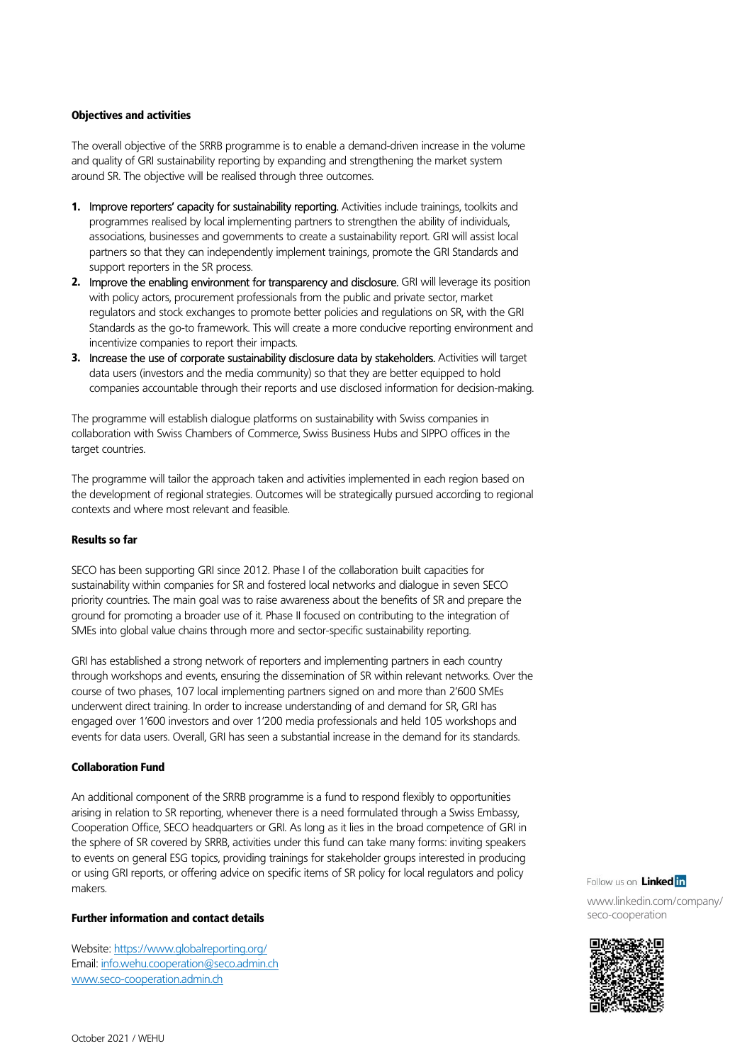### Objectives and activities

The overall objective of the SRRB programme is to enable a demand-driven increase in the volume and quality of GRI sustainability reporting by expanding and strengthening the market system around SR. The objective will be realised through three outcomes.

1. **Improve reporters' capacity for sustainability reporting.** Activities include trainings, toolkits and programmes realised by local implementing partners to strengthen the ability of individuals, associations, businesses and governments to create a sustainability report. GRI will assist local partners so that they can independently implement trainings, promote the GRI Standards and support reporters in the SR process.
2. **Improve the enabling environment for transparency and disclosure.** GRI will leverage its position with policy actors, procurement professionals from the public and private sector, market regulators and stock exchanges to promote better policies and regulations on SR, with the GRI Standards as the go-to framework. This will create a more conducive reporting environment and incentivize companies to report their impacts.
3. **Increase the use of corporate sustainability disclosure data by stakeholders.** Activities will target data users (investors and the media community) so that they are better equipped to hold companies accountable through their reports and use disclosed information for decision-making.

The programme will establish dialogue platforms on sustainability with Swiss companies in collaboration with Swiss Chambers of Commerce, Swiss Business Hubs and SIPPO offices in the target countries.

The programme will tailor the approach taken and activities implemented in each region based on the development of regional strategies. Outcomes will be strategically pursued according to regional contexts and where most relevant and feasible.

### Results so far

SECO has been supporting GRI since 2012. Phase I of the collaboration built capacities for sustainability within companies for SR and fostered local networks and dialogue in seven SECO priority countries. The main goal was to raise awareness about the benefits of SR and prepare the ground for promoting a broader use of it. Phase II focused on contributing to the integration of SMEs into global value chains through more and sector-specific sustainability reporting.

GRI has established a strong network of reporters and implementing partners in each country through workshops and events, ensuring the dissemination of SR within relevant networks. Over the course of two phases, 107 local implementing partners signed on and more than 2'600 SMEs underwent direct training. In order to increase understanding of and demand for SR, GRI has engaged over 1'600 investors and over 1'200 media professionals and held 105 workshops and events for data users. Overall, GRI has seen a substantial increase in the demand for its standards.

### Collaboration Fund

An additional component of the SRRB programme is a fund to respond flexibly to opportunities arising in relation to SR reporting, whenever there is a need formulated through a Swiss Embassy, Cooperation Office, SECO headquarters or GRI. As long as it lies in the broad competence of GRI in the sphere of SR covered by SRRB, activities under this fund can take many forms: inviting speakers to events on general ESG topics, providing trainings for stakeholder groups interested in producing or using GRI reports, or offering advice on specific items of SR policy for local regulators and policy makers.

### Further information and contact details

Website: https://www.globalreporting.org/
Email: info.wehu.cooperation@seco.admin.ch
www.seco-cooperation.admin.ch

Follow us on LinkedIn
www.linkedin.com/company/seco-cooperation

October 2021 / WEHU